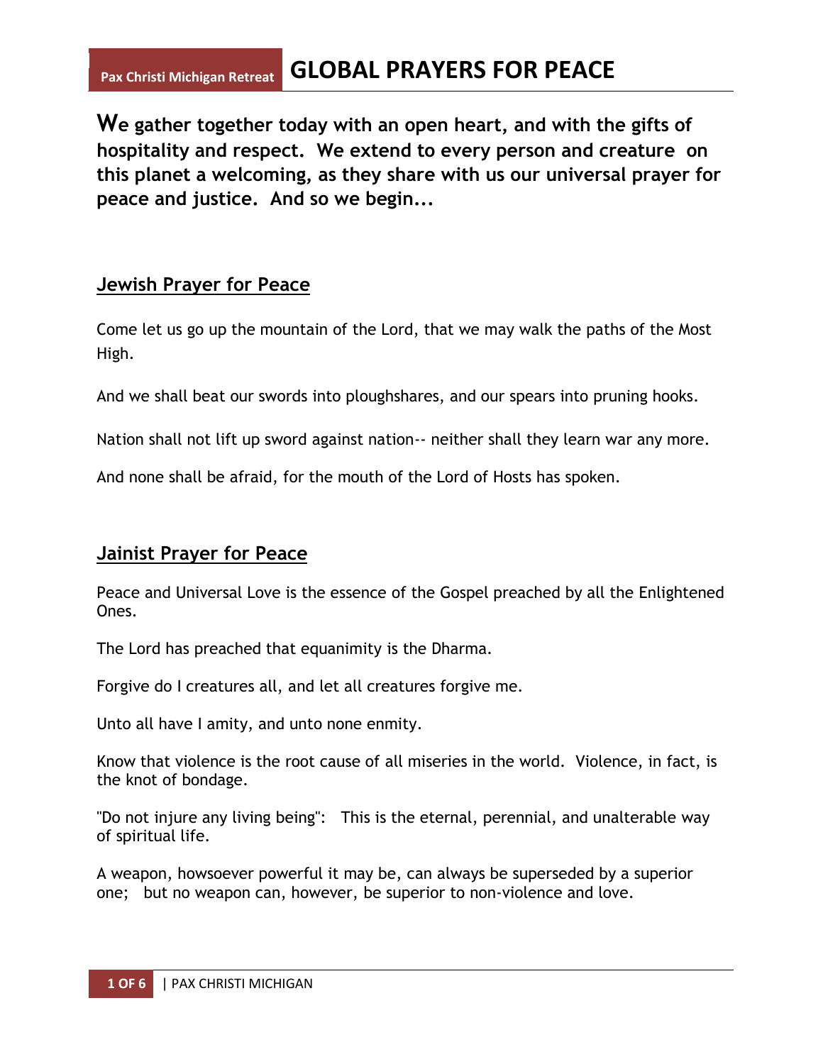# GLOBAL PRAYERS FOR PEACE

Pax Christi Michigan Retreat

**We gather together today with an open heart, and with the gifts of hospitality and respect. We extend to every person and creature on this planet a welcoming, as they share with us our universal prayer for peace and justice. And so we begin...**

## Jewish Prayer for Peace

Come let us go up the mountain of the Lord, that we may walk the paths of the Most High.

And we shall beat our swords into ploughshares, and our spears into pruning hooks.

Nation shall not lift up sword against nation-- neither shall they learn war any more.

And none shall be afraid, for the mouth of the Lord of Hosts has spoken.

## Jainist Prayer for Peace

Peace and Universal Love is the essence of the Gospel preached by all the Enlightened Ones.

The Lord has preached that equanimity is the Dharma.

Forgive do I creatures all, and let all creatures forgive me.

Unto all have I amity, and unto none enmity.

Know that violence is the root cause of all miseries in the world. Violence, in fact, is the knot of bondage.

"Do not injure any living being": This is the eternal, perennial, and unalterable way of spiritual life.

A weapon, howsoever powerful it may be, can always be superseded by a superior one; but no weapon can, however, be superior to non-violence and love.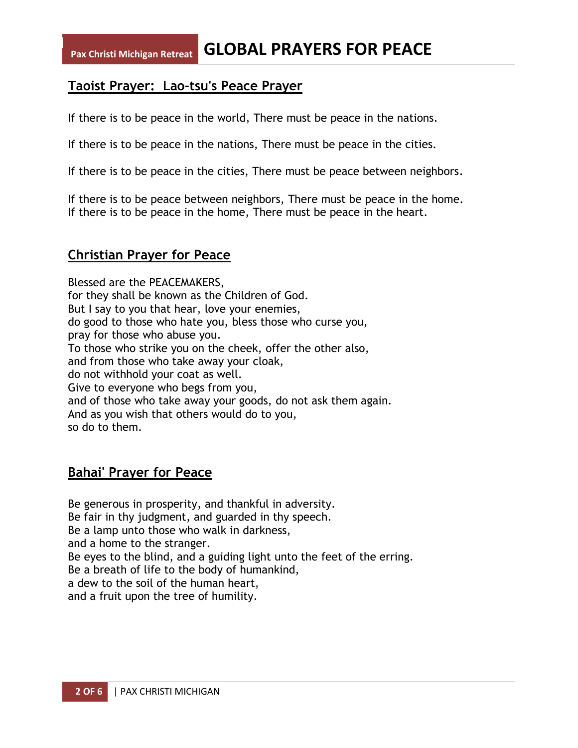## Taoist Prayer: Lao-tsu's Peace Prayer

If there is to be peace in the world, There must be peace in the nations.

If there is to be peace in the nations, There must be peace in the cities.

If there is to be peace in the cities, There must be peace between neighbors.

If there is to be peace between neighbors, There must be peace in the home.
If there is to be peace in the home, There must be peace in the heart.

## Christian Prayer for Peace

Blessed are the PEACEMAKERS,
for they shall be known as the Children of God.
But I say to you that hear, love your enemies,
do good to those who hate you, bless those who curse you,
pray for those who abuse you.
To those who strike you on the cheek, offer the other also,
and from those who take away your cloak,
do not withhold your coat as well.
Give to everyone who begs from you,
and of those who take away your goods, do not ask them again.
And as you wish that others would do to you,
so do to them.

## Bahai' Prayer for Peace

Be generous in prosperity, and thankful in adversity.
Be fair in thy judgment, and guarded in thy speech.
Be a lamp unto those who walk in darkness,
and a home to the stranger.
Be eyes to the blind, and a guiding light unto the feet of the erring.
Be a breath of life to the body of humankind,
a dew to the soil of the human heart,
and a fruit upon the tree of humility.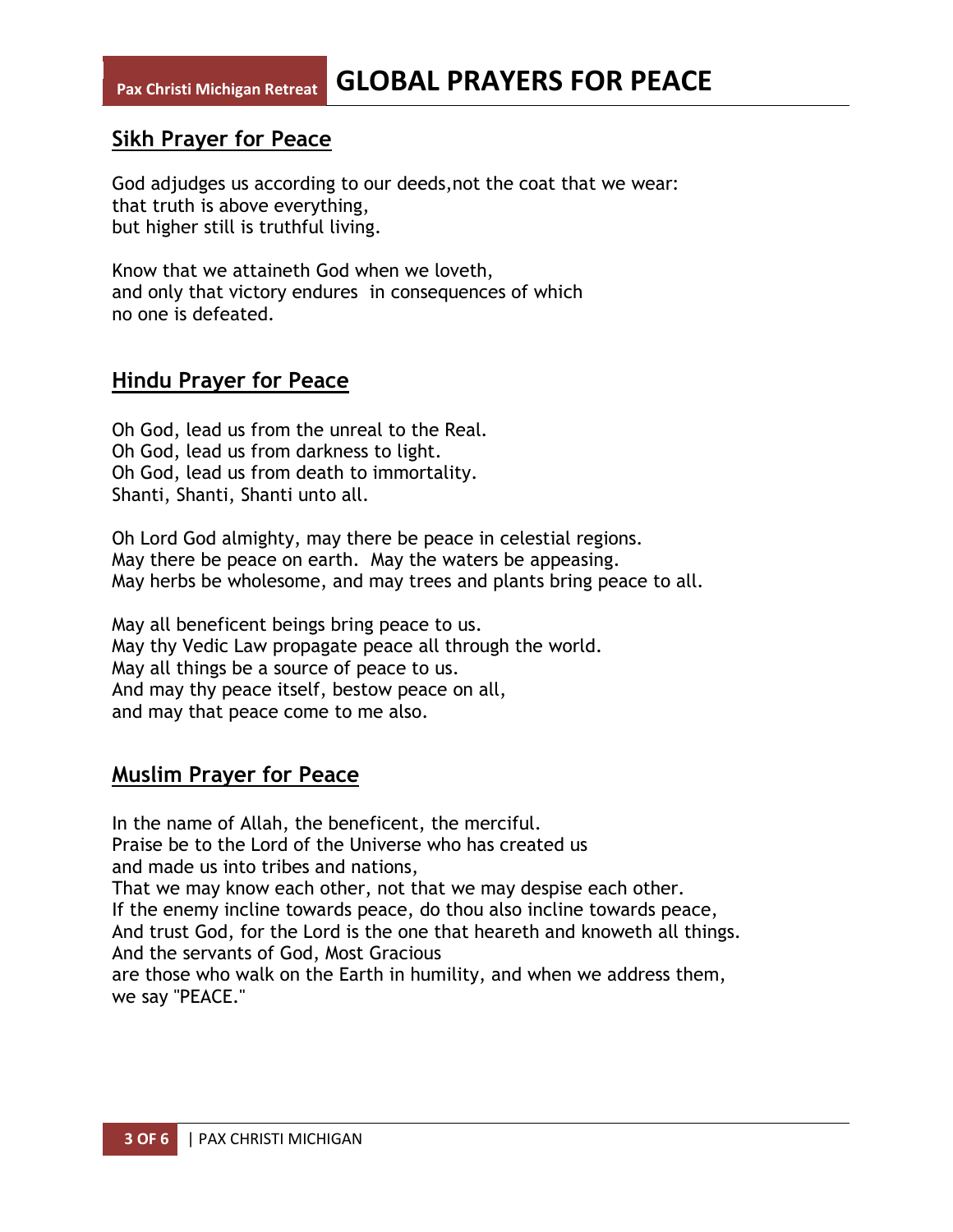## Sikh Prayer for Peace

God adjudges us according to our deeds,not the coat that we wear:
that truth is above everything,
but higher still is truthful living.

Know that we attaineth God when we loveth,
and only that victory endures in consequences of which
no one is defeated.

## Hindu Prayer for Peace

Oh God, lead us from the unreal to the Real.
Oh God, lead us from darkness to light.
Oh God, lead us from death to immortality.
Shanti, Shanti, Shanti unto all.

Oh Lord God almighty, may there be peace in celestial regions.
May there be peace on earth. May the waters be appeasing.
May herbs be wholesome, and may trees and plants bring peace to all.

May all beneficent beings bring peace to us.
May thy Vedic Law propagate peace all through the world.
May all things be a source of peace to us.
And may thy peace itself, bestow peace on all,
and may that peace come to me also.

## Muslim Prayer for Peace

In the name of Allah, the beneficent, the merciful.
Praise be to the Lord of the Universe who has created us
and made us into tribes and nations,
That we may know each other, not that we may despise each other.
If the enemy incline towards peace, do thou also incline towards peace,
And trust God, for the Lord is the one that heareth and knoweth all things.
And the servants of God, Most Gracious
are those who walk on the Earth in humility, and when we address them,
we say "PEACE."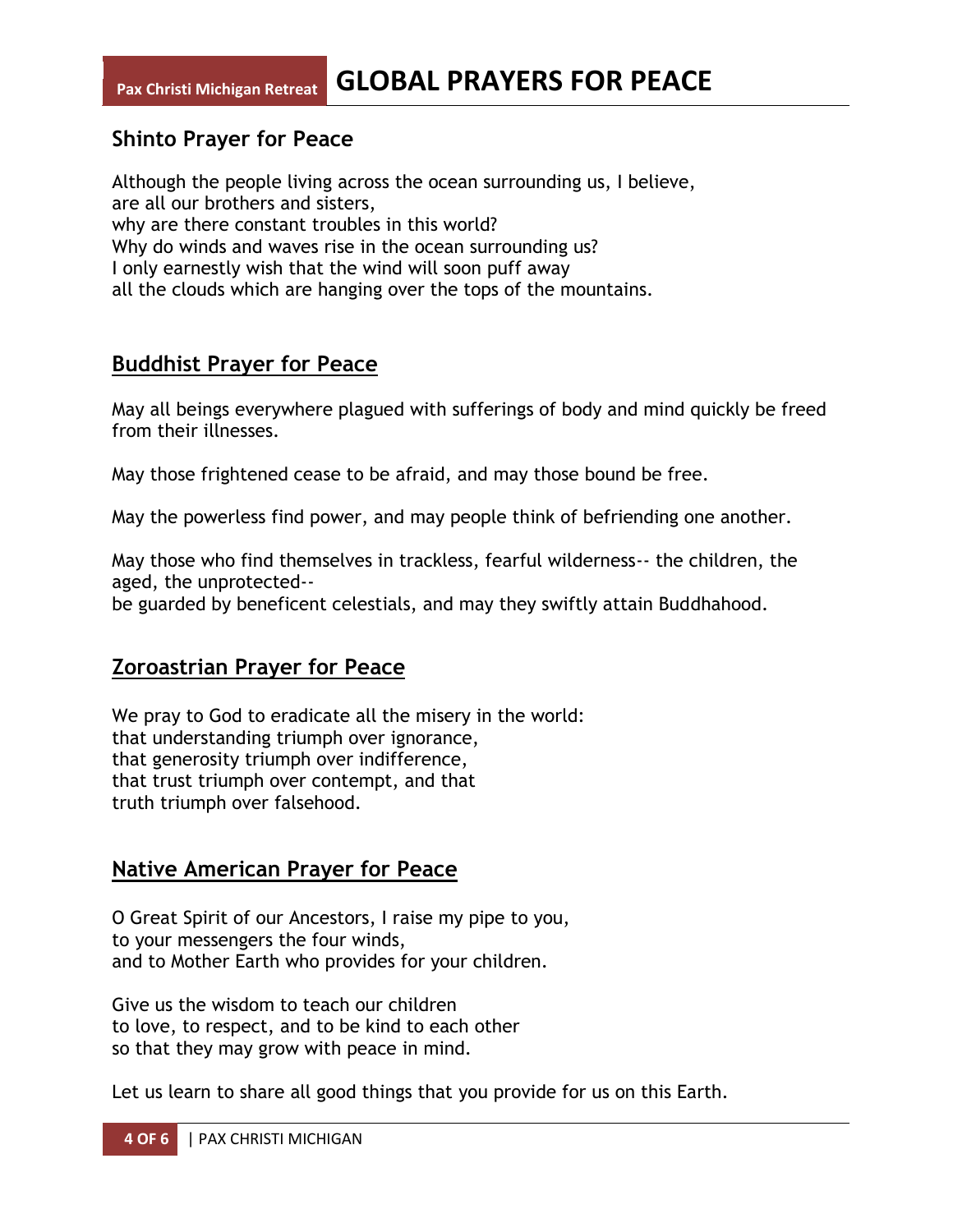## Shinto Prayer for Peace

Although the people living across the ocean surrounding us, I believe,
are all our brothers and sisters,
why are there constant troubles in this world?
Why do winds and waves rise in the ocean surrounding us?
I only earnestly wish that the wind will soon puff away
all the clouds which are hanging over the tops of the mountains.

## Buddhist Prayer for Peace

May all beings everywhere plagued with sufferings of body and mind quickly be freed from their illnesses.

May those frightened cease to be afraid, and may those bound be free.

May the powerless find power, and may people think of befriending one another.

May those who find themselves in trackless, fearful wilderness-- the children, the aged, the unprotected--
be guarded by beneficent celestials, and may they swiftly attain Buddhahood.

## Zoroastrian Prayer for Peace

We pray to God to eradicate all the misery in the world:
that understanding triumph over ignorance,
that generosity triumph over indifference,
that trust triumph over contempt, and that
truth triumph over falsehood.

## Native American Prayer for Peace

O Great Spirit of our Ancestors, I raise my pipe to you,
to your messengers the four winds,
and to Mother Earth who provides for your children.

Give us the wisdom to teach our children
to love, to respect, and to be kind to each other
so that they may grow with peace in mind.

Let us learn to share all good things that you provide for us on this Earth.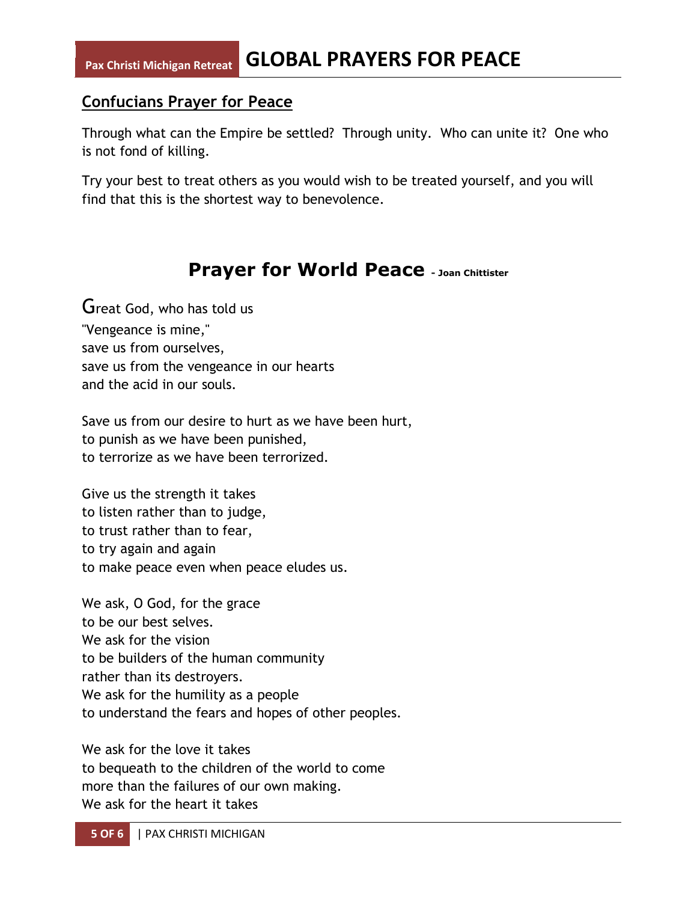## Confucians Prayer for Peace

Through what can the Empire be settled? Through unity. Who can unite it? One who is not fond of killing.

Try your best to treat others as you would wish to be treated yourself, and you will find that this is the shortest way to benevolence.

## Prayer for World Peace – Joan Chittister

Great God, who has told us  
"Vengeance is mine,"  
save us from ourselves,  
save us from the vengeance in our hearts  
and the acid in our souls.

Save us from our desire to hurt as we have been hurt,  
to punish as we have been punished,  
to terrorize as we have been terrorized.

Give us the strength it takes  
to listen rather than to judge,  
to trust rather than to fear,  
to try again and again  
to make peace even when peace eludes us.

We ask, O God, for the grace  
to be our best selves.  
We ask for the vision  
to be builders of the human community  
rather than its destroyers.  
We ask for the humility as a people  
to understand the fears and hopes of other peoples.

We ask for the love it takes  
to bequeath to the children of the world to come  
more than the failures of our own making.  
We ask for the heart it takes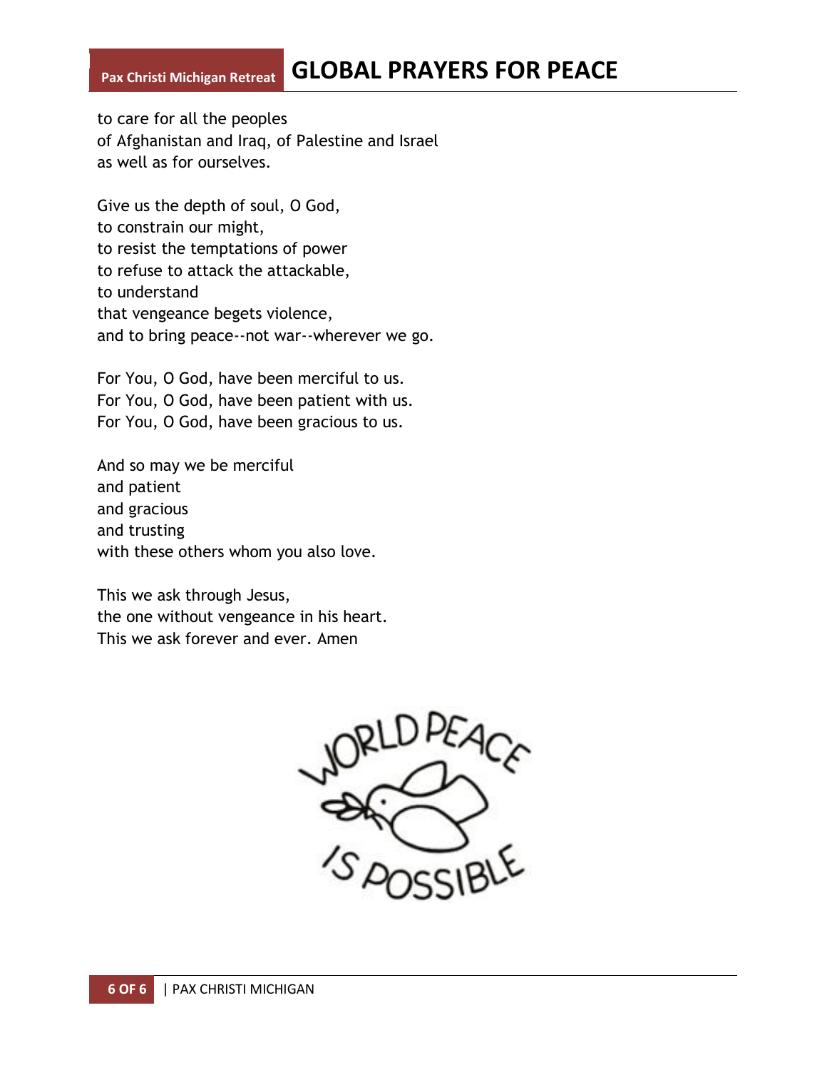to care for all the peoples
of Afghanistan and Iraq, of Palestine and Israel
as well as for ourselves.

Give us the depth of soul, O God,
to constrain our might,
to resist the temptations of power
to refuse to attack the attackable,
to understand
that vengeance begets violence,
and to bring peace--not war--wherever we go.

For You, O God, have been merciful to us.
For You, O God, have been patient with us.
For You, O God, have been gracious to us.

And so may we be merciful
and patient
and gracious
and trusting
with these others whom you also love.

This we ask through Jesus,
the one without vengeance in his heart.
This we ask forever and ever. Amen

WORLD PEACE IS POSSIBLE